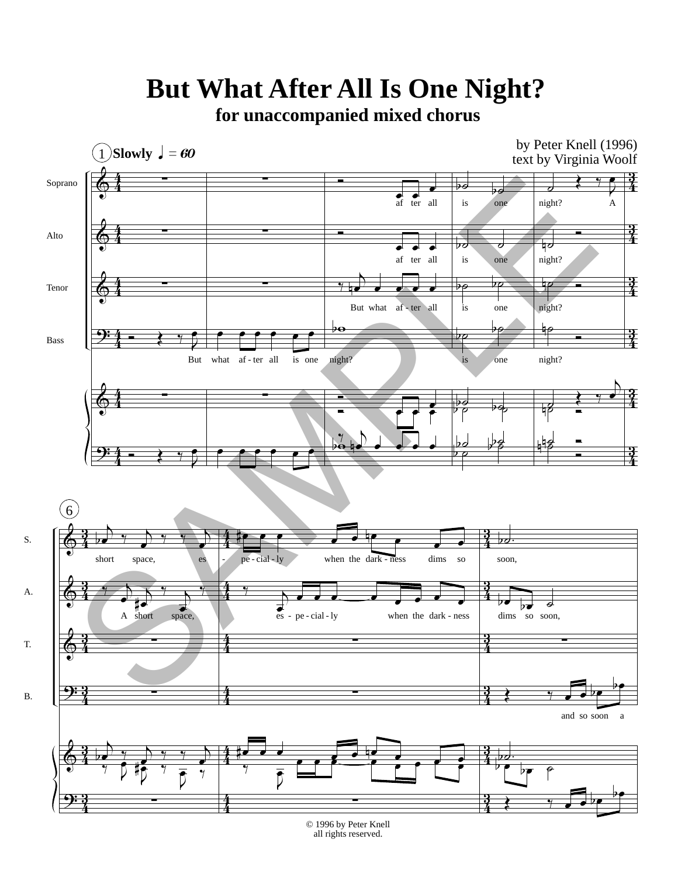# But What After All Is One Night?

## for unaccompanied mixed chorus

by Peter Knell (1996)
text by Virginia Woolf

© 1996 by Peter Knell
all rights reserved.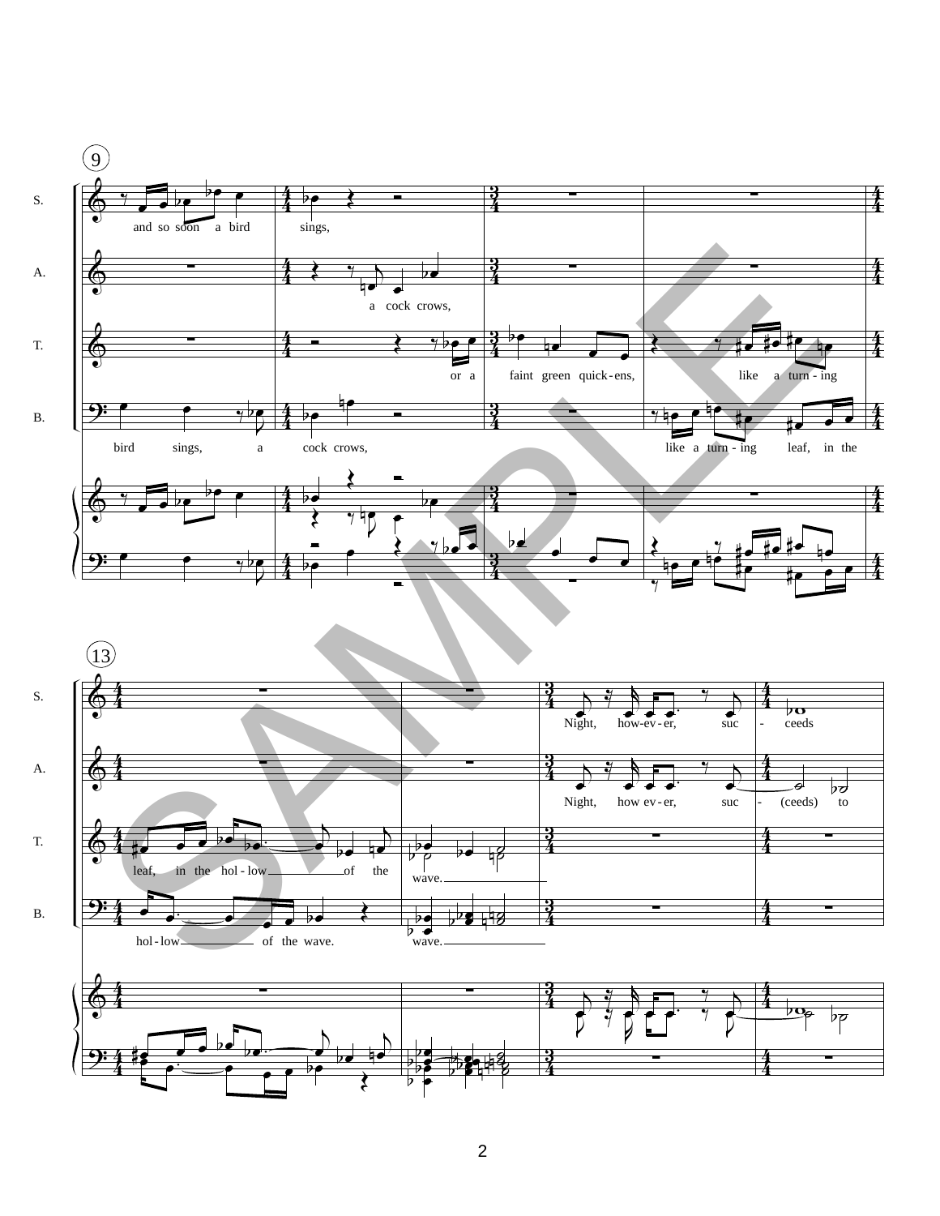S. and so soon a bird sings,

A. a cock crows,

T. or a faint green quick-ens, like a turn-ing

B. bird sings, a cock crows, like a turn-ing leaf, in the

S. Night, how-ev-er, suc - ceeds

A. Night, how ev-er, suc - (ceeds) to

T. leaf, in the hol-low of the wave.

B. hol-low of the wave. wave.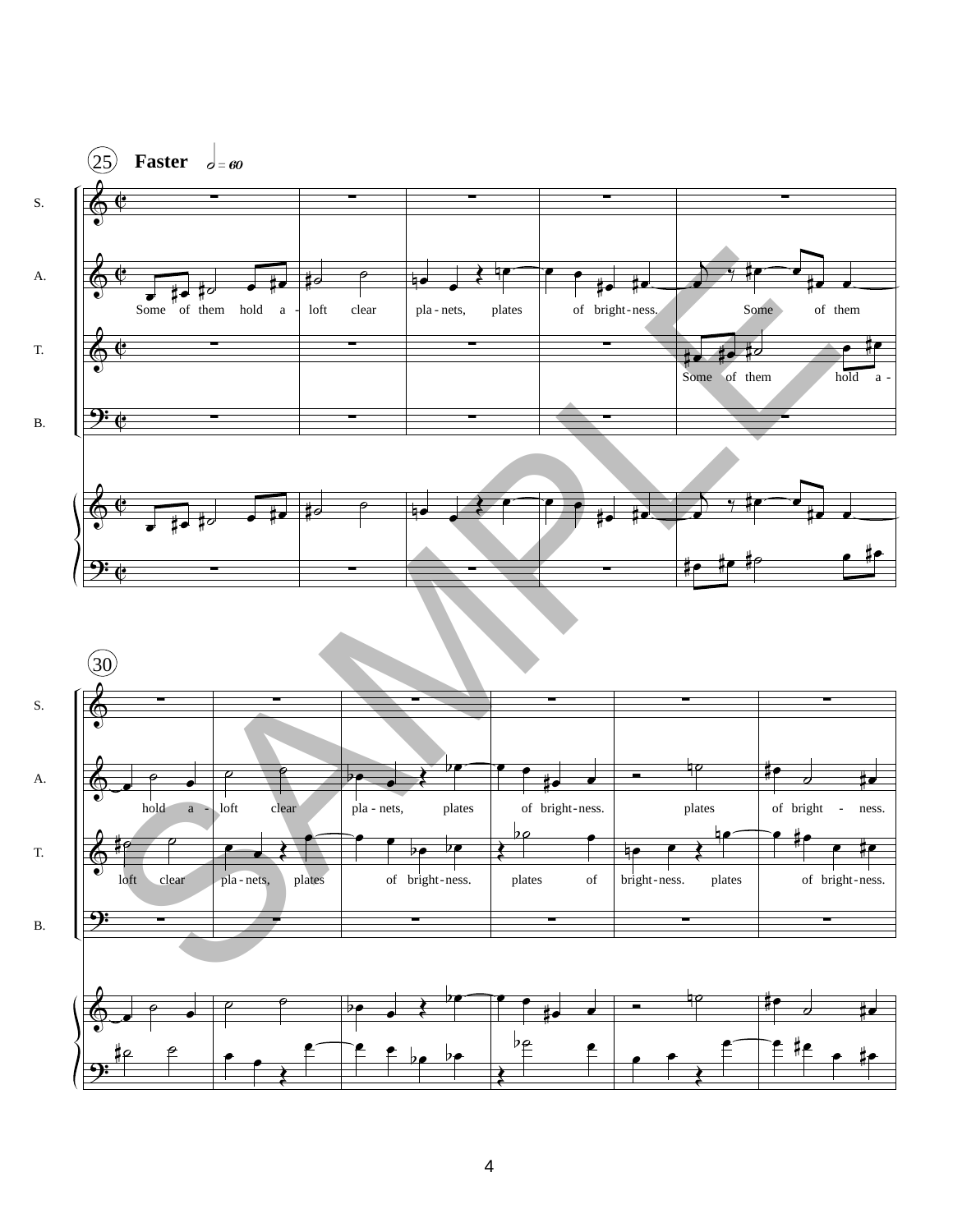25 **Faster** 𝅗𝅥 = 60

S.

A. Some of them hold a - loft clear pla - nets, plates of bright - ness. Some of them

T. Some of them hold a -

B.

30

S.

A. hold a - loft clear pla - nets, plates of bright - ness. plates of bright - ness.

T. loft clear pla - nets, plates of bright - ness. plates of bright - ness. plates of bright - ness.

B.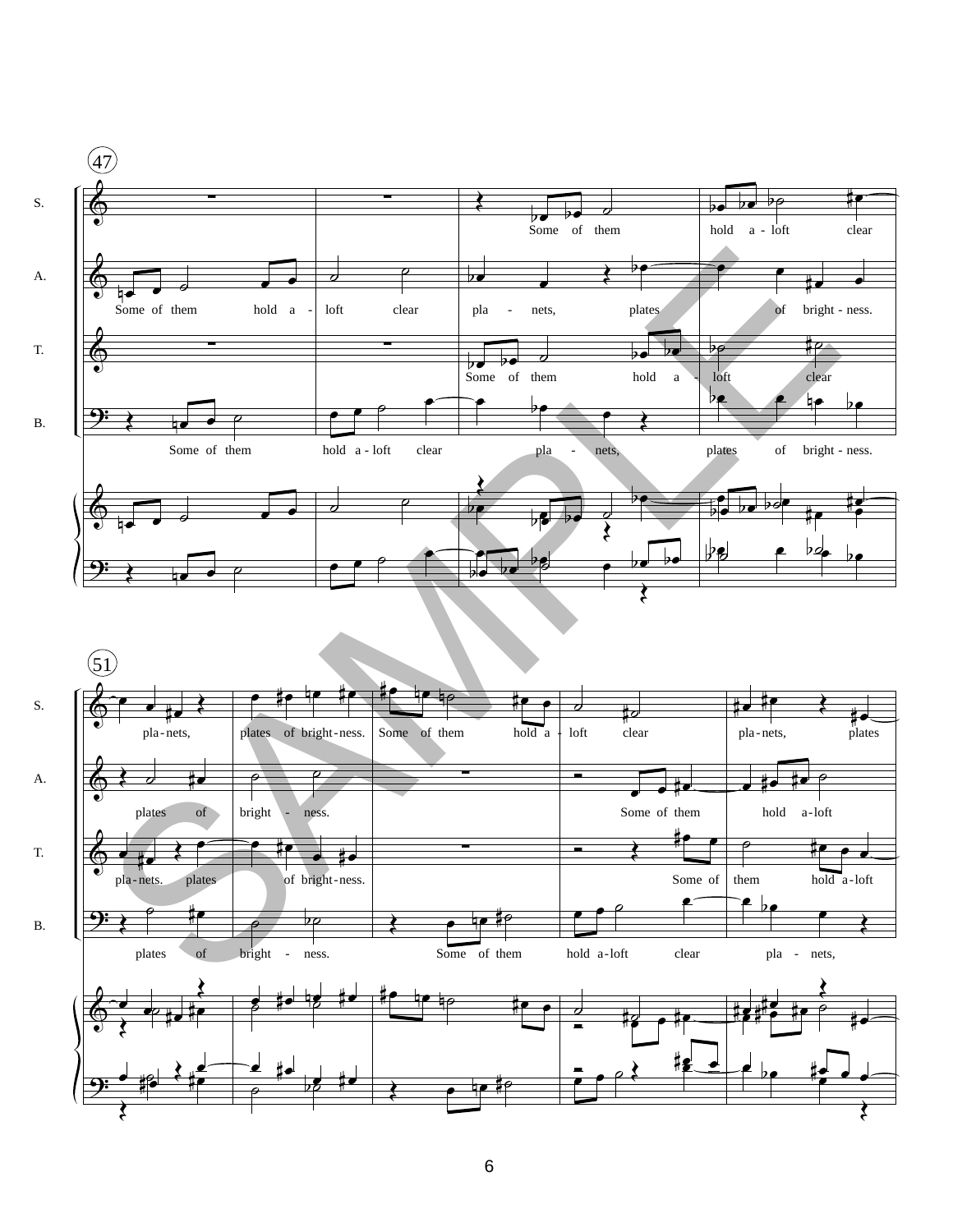47

S. Some of them hold a - loft clear

A. Some of them hold a - loft clear pla - nets, plates of bright - ness.

T. Some of them hold a - loft clear

B. Some of them hold a - loft clear pla - nets, plates of bright - ness.

51

S. pla - nets, plates of bright - ness. Some of them hold a - loft clear pla - nets, plates

A. plates of bright - ness. Some of them hold a - loft

T. pla - nets. plates of bright - ness. Some of them hold a - loft

B. plates of bright - ness. Some of them hold a - loft clear pla - nets,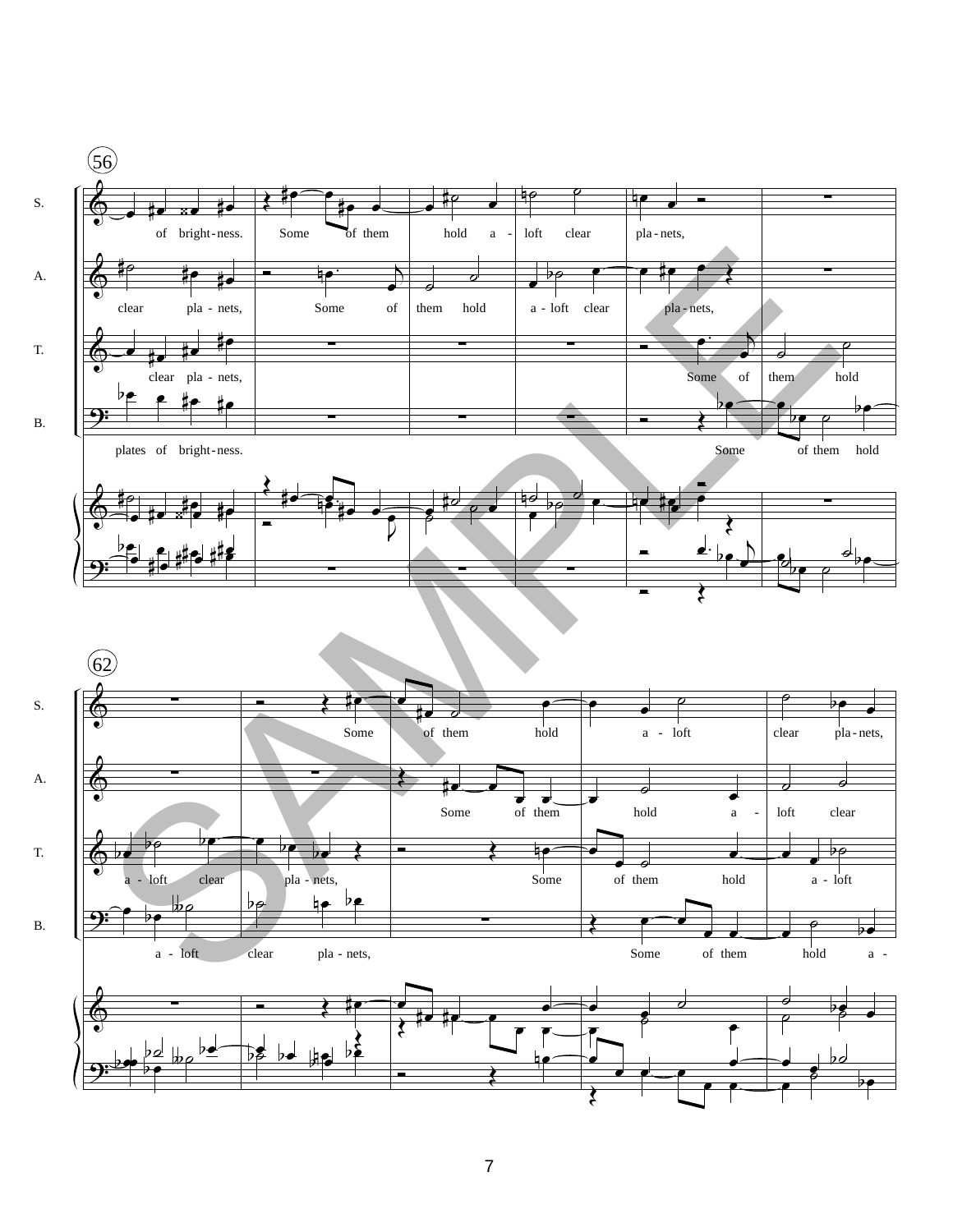56

S. of bright-ness. Some of them hold a - loft clear pla-nets,

A. clear pla - nets, Some of them hold a - loft clear pla-nets,

T. clear pla - nets, Some of them hold

B. plates of bright-ness. Some of them hold

62

S. Some of them hold a - loft clear pla-nets,

A. Some of them hold a - loft clear

T. a - loft clear pla - nets, Some of them hold a - loft

B. a - loft clear pla - nets, Some of them hold a -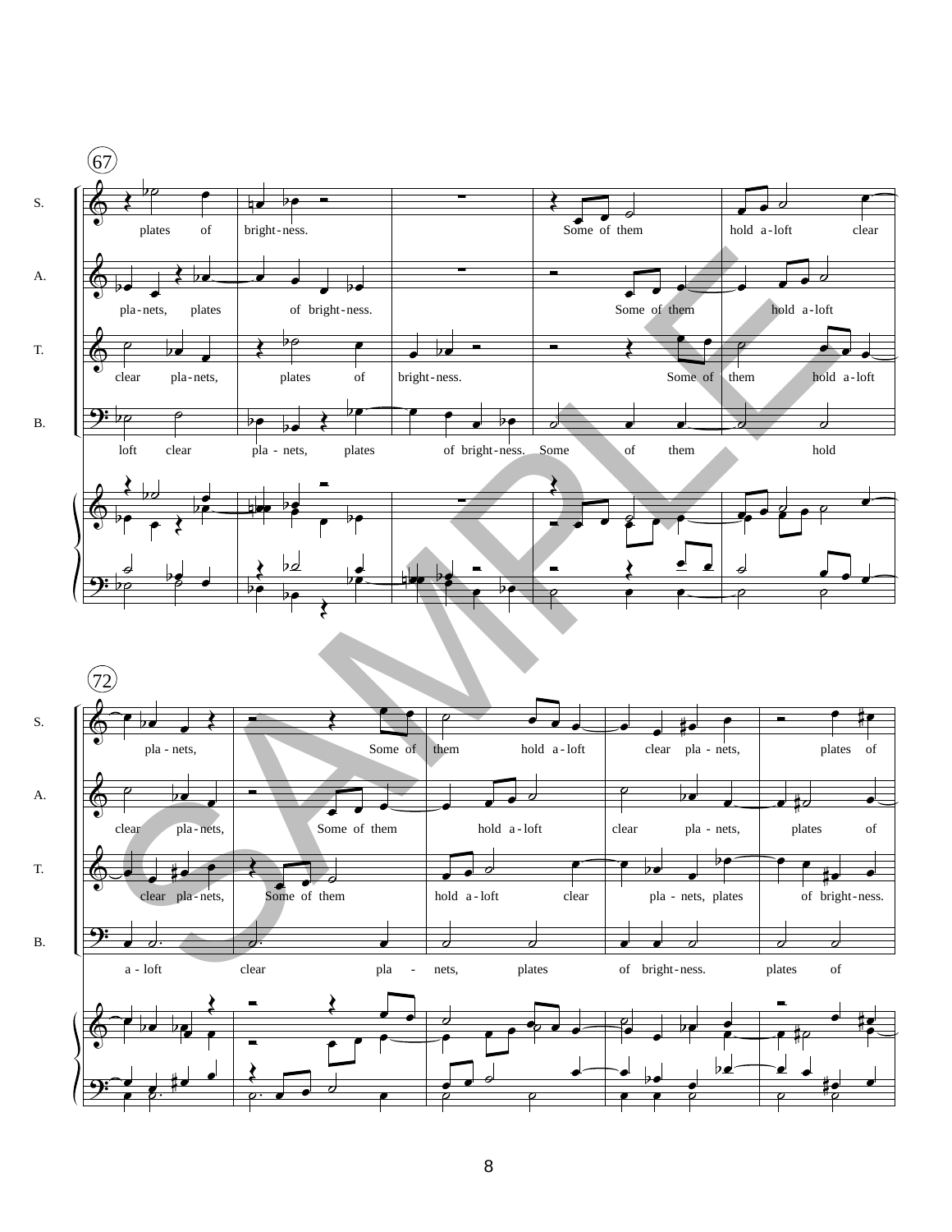67

S. plates of bright-ness. Some of them hold a-loft clear

A. pla-nets, plates of bright-ness. Some of them hold a-loft

T. clear pla-nets, plates of bright-ness. Some of them hold a-loft

B. loft clear pla - nets, plates of bright-ness. Some of them hold

72

S. pla - nets, Some of them hold a-loft clear pla - nets, plates of

A. clear pla-nets, Some of them hold a-loft clear pla - nets, plates of

T. clear pla-nets, Some of them hold a-loft clear pla - nets, plates of bright-ness.

B. a-loft clear pla - nets, plates of bright-ness. plates of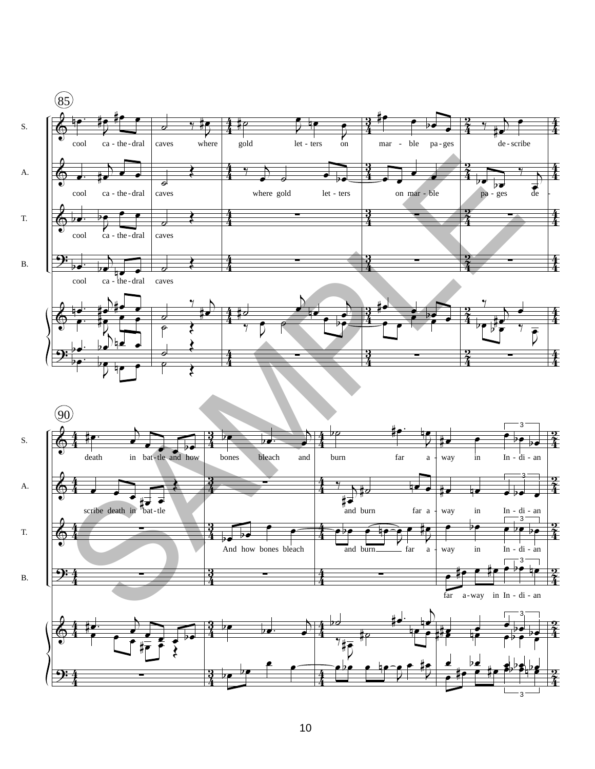85

S. cool ca - the - dral caves where gold let - ters on mar - ble pa - ges de - scribe

A. cool ca - the - dral caves where gold let - ters on mar - ble pa - ges de -

T. cool ca - the - dral caves

B. cool ca - the - dral caves

90

S. death in bat - tle and how bones bleach and burn far a - way in In - di - an

A. scribe death in bat - tle and burn far a - way in In - di - an

T. And how bones bleach and burn far a - way in In - di - an

B. far a - way in In - di - an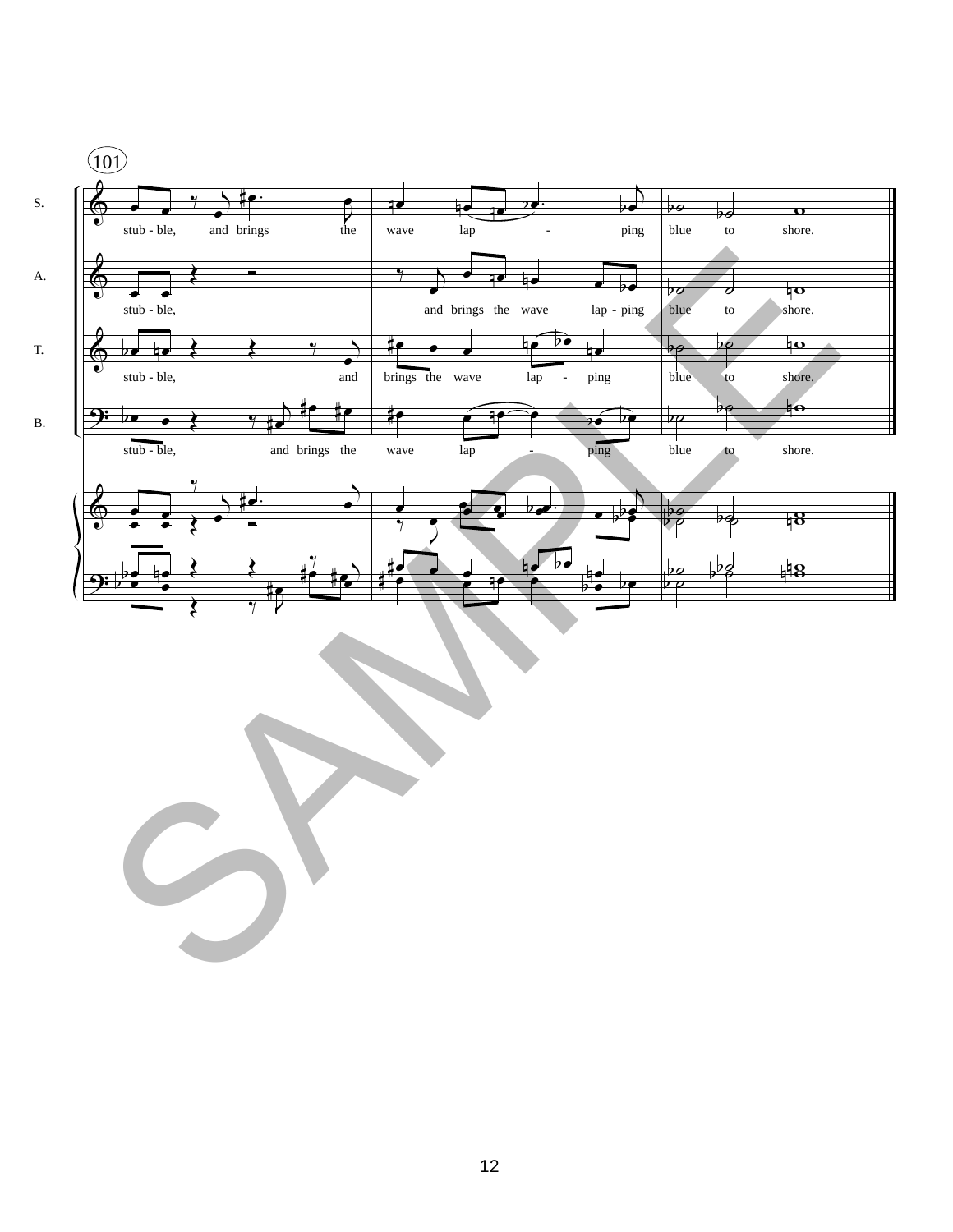101

S. stub - ble, and brings the wave lap - ping blue to shore.

A. stub - ble, and brings the wave lap - ping blue to shore.

T. stub - ble, and brings the wave lap - ping blue to shore.

B. stub - ble, and brings the wave lap - ping blue to shore.

SAMPLE